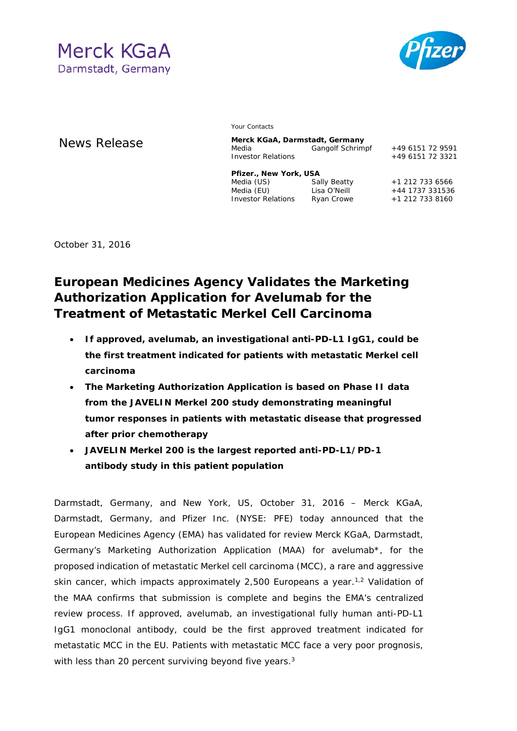Merck KGaA
Darmstadt, Germany

News Release

Your Contacts

**Merck KGaA, Darmstadt, Germany**

| | | |
|---|---|---|
| Media | Gangolf Schrimpf | +49 6151 72 9591 |
| Investor Relations | | +49 6151 72 3321 |

**Pfizer., New York, USA**

| | | |
|---|---|---|
| Media (US) | Sally Beatty | +1 212 733 6566 |
| Media (EU) | Lisa O'Neill | +44 1737 331536 |
| Investor Relations | Ryan Crowe | +1 212 733 8160 |

October 31, 2016

# European Medicines Agency Validates the Marketing Authorization Application for Avelumab for the Treatment of Metastatic Merkel Cell Carcinoma

- **If approved, avelumab, an investigational anti-PD-L1 IgG1, could be the first treatment indicated for patients with metastatic Merkel cell carcinoma**
- **The Marketing Authorization Application is based on Phase II data from the JAVELIN Merkel 200 study demonstrating meaningful tumor responses in patients with metastatic disease that progressed after prior chemotherapy**
- **JAVELIN Merkel 200 is the largest reported anti-PD-L1/PD-1 antibody study in this patient population**

Darmstadt, Germany, and New York, US, October 31, 2016 – Merck KGaA, Darmstadt, Germany, and Pfizer Inc. (NYSE: PFE) today announced that the European Medicines Agency (EMA) has validated for review Merck KGaA, Darmstadt, Germany's Marketing Authorization Application (MAA) for avelumab*, for the proposed indication of metastatic Merkel cell carcinoma (MCC), a rare and aggressive skin cancer, which impacts approximately 2,500 Europeans a year.[1,2] Validation of the MAA confirms that submission is complete and begins the EMA's centralized review process. If approved, avelumab, an investigational fully human anti-PD-L1 IgG1 monoclonal antibody, could be the first approved treatment indicated for metastatic MCC in the EU. Patients with metastatic MCC face a very poor prognosis, with less than 20 percent surviving beyond five years.[3]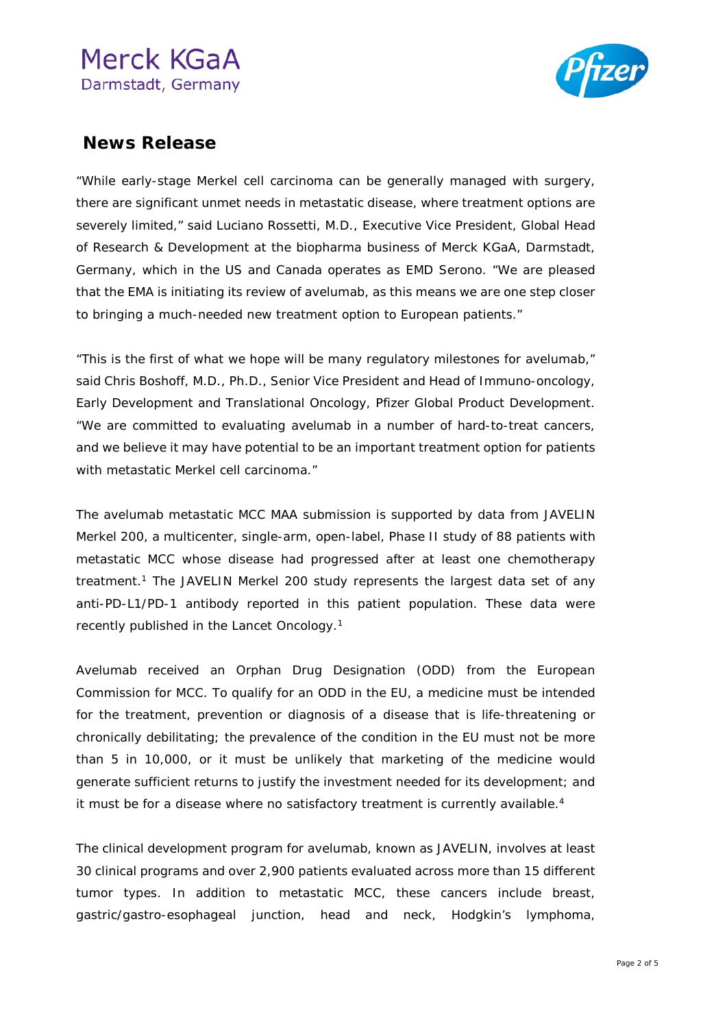Merck KGaA
Darmstadt, Germany

## News Release

"While early-stage Merkel cell carcinoma can be generally managed with surgery, there are significant unmet needs in metastatic disease, where treatment options are severely limited," said Luciano Rossetti, M.D., Executive Vice President, Global Head of Research & Development at the biopharma business of Merck KGaA, Darmstadt, Germany, which in the US and Canada operates as EMD Serono. "We are pleased that the EMA is initiating its review of avelumab, as this means we are one step closer to bringing a much-needed new treatment option to European patients."

"This is the first of what we hope will be many regulatory milestones for avelumab," said Chris Boshoff, M.D., Ph.D., Senior Vice President and Head of Immuno-oncology, Early Development and Translational Oncology, Pfizer Global Product Development. "We are committed to evaluating avelumab in a number of hard-to-treat cancers, and we believe it may have potential to be an important treatment option for patients with metastatic Merkel cell carcinoma."

The avelumab metastatic MCC MAA submission is supported by data from JAVELIN Merkel 200, a multicenter, single-arm, open-label, Phase II study of 88 patients with metastatic MCC whose disease had progressed after at least one chemotherapy treatment.[1] The JAVELIN Merkel 200 study represents the largest data set of any anti-PD-L1/PD-1 antibody reported in this patient population. These data were recently published in the Lancet Oncology.[1]

Avelumab received an Orphan Drug Designation (ODD) from the European Commission for MCC. To qualify for an ODD in the EU, a medicine must be intended for the treatment, prevention or diagnosis of a disease that is life-threatening or chronically debilitating; the prevalence of the condition in the EU must not be more than 5 in 10,000, or it must be unlikely that marketing of the medicine would generate sufficient returns to justify the investment needed for its development; and it must be for a disease where no satisfactory treatment is currently available.[4]

The clinical development program for avelumab, known as JAVELIN, involves at least 30 clinical programs and over 2,900 patients evaluated across more than 15 different tumor types. In addition to metastatic MCC, these cancers include breast, gastric/gastro-esophageal junction, head and neck, Hodgkin's lymphoma,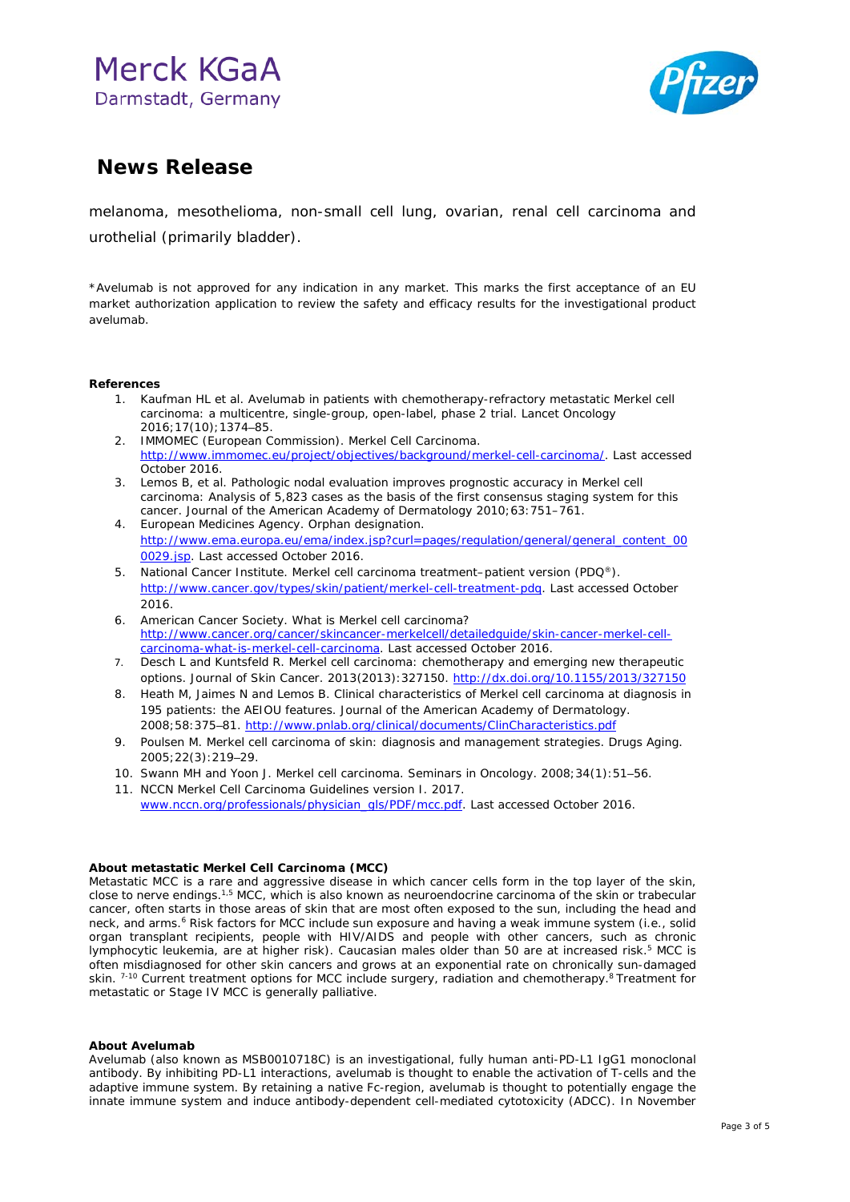# News Release

melanoma, mesothelioma, non-small cell lung, ovarian, renal cell carcinoma and urothelial (primarily bladder).

*Avelumab is not approved for any indication in any market. This marks the first acceptance of an EU market authorization application to review the safety and efficacy results for the investigational product avelumab.

**References**

1. Kaufman HL et al. Avelumab in patients with chemotherapy-refractory metastatic Merkel cell carcinoma: a multicentre, single-group, open-label, phase 2 trial. Lancet Oncology 2016;17(10);1374–85.
2. IMMOMEC (European Commission). Merkel Cell Carcinoma. http://www.immomec.eu/project/objectives/background/merkel-cell-carcinoma/. Last accessed October 2016.
3. Lemos B, et al. Pathologic nodal evaluation improves prognostic accuracy in Merkel cell carcinoma: Analysis of 5,823 cases as the basis of the first consensus staging system for this cancer. Journal of the American Academy of Dermatology 2010;63:751–761.
4. European Medicines Agency. Orphan designation. http://www.ema.europa.eu/ema/index.jsp?curl=pages/regulation/general/general_content_000029.jsp. Last accessed October 2016.
5. National Cancer Institute. Merkel cell carcinoma treatment–patient version (PDQ®). http://www.cancer.gov/types/skin/patient/merkel-cell-treatment-pdq. Last accessed October 2016.
6. American Cancer Society. What is Merkel cell carcinoma? http://www.cancer.org/cancer/skincancer-merkelcell/detailedguide/skin-cancer-merkel-cell-carcinoma-what-is-merkel-cell-carcinoma. Last accessed October 2016.
7. Desch L and Kuntsfeld R. Merkel cell carcinoma: chemotherapy and emerging new therapeutic options. Journal of Skin Cancer. 2013(2013):327150. http://dx.doi.org/10.1155/2013/327150
8. Heath M, Jaimes N and Lemos B. Clinical characteristics of Merkel cell carcinoma at diagnosis in 195 patients: the AEIOU features. Journal of the American Academy of Dermatology. 2008;58:375–81. http://www.pnlab.org/clinical/documents/ClinCharacteristics.pdf
9. Poulsen M. Merkel cell carcinoma of skin: diagnosis and management strategies. Drugs Aging. 2005;22(3):219–29.
10. Swann MH and Yoon J. Merkel cell carcinoma. Seminars in Oncology. 2008;34(1):51–56.
11. NCCN Merkel Cell Carcinoma Guidelines version I. 2017. www.nccn.org/professionals/physician_gls/PDF/mcc.pdf. Last accessed October 2016.

**About metastatic Merkel Cell Carcinoma (MCC)**

Metastatic MCC is a rare and aggressive disease in which cancer cells form in the top layer of the skin, close to nerve endings.[1,5] MCC, which is also known as neuroendocrine carcinoma of the skin or trabecular cancer, often starts in those areas of skin that are most often exposed to the sun, including the head and neck, and arms.[6] Risk factors for MCC include sun exposure and having a weak immune system (i.e., solid organ transplant recipients, people with HIV/AIDS and people with other cancers, such as chronic lymphocytic leukemia, are at higher risk). Caucasian males older than 50 are at increased risk.[5] MCC is often misdiagnosed for other skin cancers and grows at an exponential rate on chronically sun-damaged skin. [7-10] Current treatment options for MCC include surgery, radiation and chemotherapy.[8] Treatment for metastatic or Stage IV MCC is generally palliative.

**About Avelumab**

Avelumab (also known as MSB0010718C) is an investigational, fully human anti-PD-L1 IgG1 monoclonal antibody. By inhibiting PD-L1 interactions, avelumab is thought to enable the activation of T-cells and the adaptive immune system. By retaining a native Fc-region, avelumab is thought to potentially engage the innate immune system and induce antibody-dependent cell-mediated cytotoxicity (ADCC). In November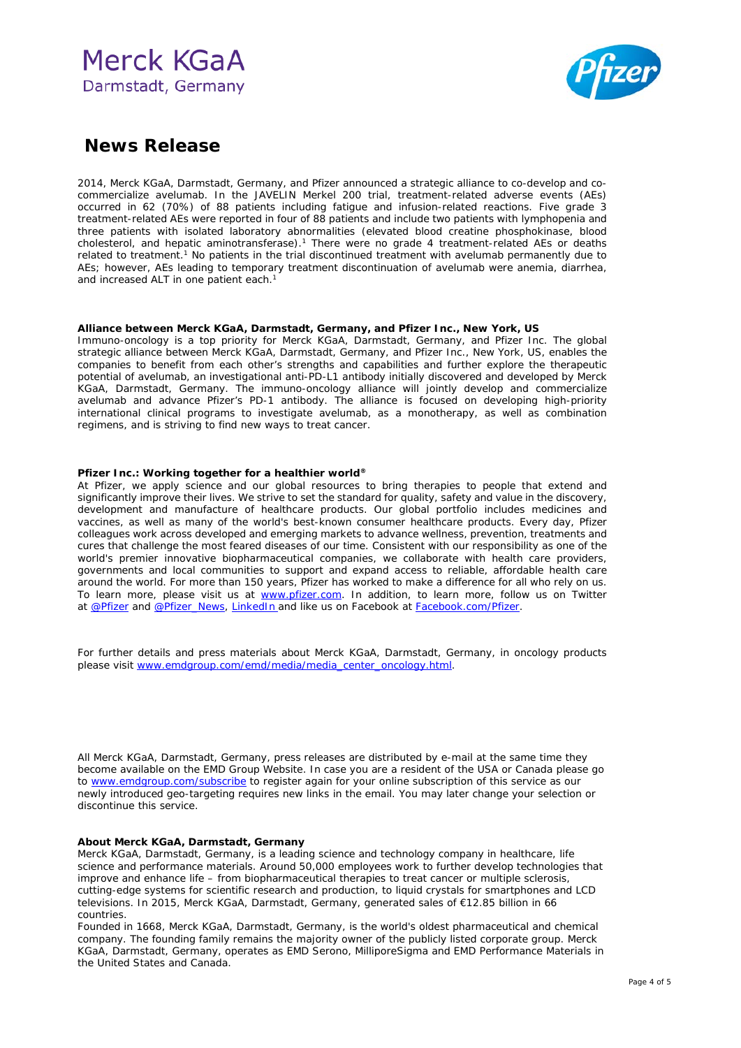2014, Merck KGaA, Darmstadt, Germany, and Pfizer announced a strategic alliance to co-develop and co-commercialize avelumab. In the JAVELIN Merkel 200 trial, treatment-related adverse events (AEs) occurred in 62 (70%) of 88 patients including fatigue and infusion-related reactions. Five grade 3 treatment-related AEs were reported in four of 88 patients and include two patients with lymphopenia and three patients with isolated laboratory abnormalities (elevated blood creatine phosphokinase, blood cholesterol, and hepatic aminotransferase).[1] There were no grade 4 treatment-related AEs or deaths related to treatment.[1] No patients in the trial discontinued treatment with avelumab permanently due to AEs; however, AEs leading to temporary treatment discontinuation of avelumab were anemia, diarrhea, and increased ALT in one patient each.[1]

**Alliance between Merck KGaA, Darmstadt, Germany, and Pfizer Inc., New York, US**

Immuno-oncology is a top priority for Merck KGaA, Darmstadt, Germany, and Pfizer Inc. The global strategic alliance between Merck KGaA, Darmstadt, Germany, and Pfizer Inc., New York, US, enables the companies to benefit from each other's strengths and capabilities and further explore the therapeutic potential of avelumab, an investigational anti-PD-L1 antibody initially discovered and developed by Merck KGaA, Darmstadt, Germany. The immuno-oncology alliance will jointly develop and commercialize avelumab and advance Pfizer's PD-1 antibody. The alliance is focused on developing high-priority international clinical programs to investigate avelumab, as a monotherapy, as well as combination regimens, and is striving to find new ways to treat cancer.

**Pfizer Inc.: Working together for a healthier world®**

At Pfizer, we apply science and our global resources to bring therapies to people that extend and significantly improve their lives. We strive to set the standard for quality, safety and value in the discovery, development and manufacture of healthcare products. Our global portfolio includes medicines and vaccines, as well as many of the world's best-known consumer healthcare products. Every day, Pfizer colleagues work across developed and emerging markets to advance wellness, prevention, treatments and cures that challenge the most feared diseases of our time. Consistent with our responsibility as one of the world's premier innovative biopharmaceutical companies, we collaborate with health care providers, governments and local communities to support and expand access to reliable, affordable health care around the world. For more than 150 years, Pfizer has worked to make a difference for all who rely on us. To learn more, please visit us at [www.pfizer.com](http://www.pfizer.com). In addition, to learn more, follow us on Twitter at [@Pfizer](https://twitter.com/Pfizer) and [@Pfizer_News](https://twitter.com/Pfizer_News), [LinkedIn](https://www.linkedin.com/company/pfizer) and like us on Facebook at [Facebook.com/Pfizer](https://www.facebook.com/Pfizer).

For further details and press materials about Merck KGaA, Darmstadt, Germany, in oncology products please visit [www.emdgroup.com/emd/media/media_center_oncology.html](http://www.emdgroup.com/emd/media/media_center_oncology.html).

All Merck KGaA, Darmstadt, Germany, press releases are distributed by e-mail at the same time they become available on the EMD Group Website. In case you are a resident of the USA or Canada please go to [www.emdgroup.com/subscribe](http://www.emdgroup.com/subscribe) to register again for your online subscription of this service as our newly introduced geo-targeting requires new links in the email. You may later change your selection or discontinue this service.

**About Merck KGaA, Darmstadt, Germany**

Merck KGaA, Darmstadt, Germany, is a leading science and technology company in healthcare, life science and performance materials. Around 50,000 employees work to further develop technologies that improve and enhance life – from biopharmaceutical therapies to treat cancer or multiple sclerosis, cutting-edge systems for scientific research and production, to liquid crystals for smartphones and LCD televisions. In 2015, Merck KGaA, Darmstadt, Germany, generated sales of €12.85 billion in 66 countries.

Founded in 1668, Merck KGaA, Darmstadt, Germany, is the world's oldest pharmaceutical and chemical company. The founding family remains the majority owner of the publicly listed corporate group. Merck KGaA, Darmstadt, Germany, operates as EMD Serono, MilliporeSigma and EMD Performance Materials in the United States and Canada.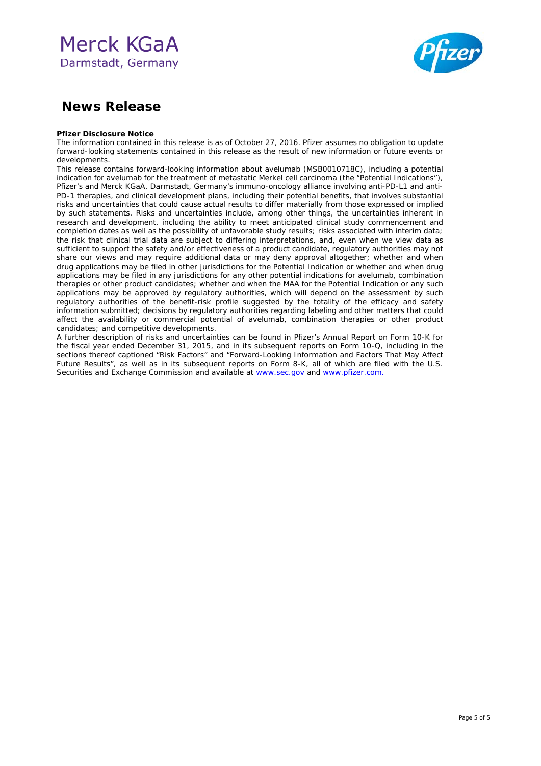Merck KGaA
Darmstadt, Germany

# News Release

**Pfizer Disclosure Notice**

The information contained in this release is as of October 27, 2016. Pfizer assumes no obligation to update forward-looking statements contained in this release as the result of new information or future events or developments.

This release contains forward-looking information about avelumab (MSB0010718C), including a potential indication for avelumab for the treatment of metastatic Merkel cell carcinoma (the "Potential Indications"), Pfizer's and Merck KGaA, Darmstadt, Germany's immuno-oncology alliance involving anti-PD-L1 and anti-PD-1 therapies, and clinical development plans, including their potential benefits, that involves substantial risks and uncertainties that could cause actual results to differ materially from those expressed or implied by such statements. Risks and uncertainties include, among other things, the uncertainties inherent in research and development, including the ability to meet anticipated clinical study commencement and completion dates as well as the possibility of unfavorable study results; risks associated with interim data; the risk that clinical trial data are subject to differing interpretations, and, even when we view data as sufficient to support the safety and/or effectiveness of a product candidate, regulatory authorities may not share our views and may require additional data or may deny approval altogether; whether and when drug applications may be filed in other jurisdictions for the Potential Indication or whether and when drug applications may be filed in any jurisdictions for any other potential indications for avelumab, combination therapies or other product candidates; whether and when the MAA for the Potential Indication or any such applications may be approved by regulatory authorities, which will depend on the assessment by such regulatory authorities of the benefit-risk profile suggested by the totality of the efficacy and safety information submitted; decisions by regulatory authorities regarding labeling and other matters that could affect the availability or commercial potential of avelumab, combination therapies or other product candidates; and competitive developments.

A further description of risks and uncertainties can be found in Pfizer's Annual Report on Form 10-K for the fiscal year ended December 31, 2015, and in its subsequent reports on Form 10-Q, including in the sections thereof captioned "Risk Factors" and "Forward-Looking Information and Factors That May Affect Future Results", as well as in its subsequent reports on Form 8-K, all of which are filed with the U.S. Securities and Exchange Commission and available at www.sec.gov and www.pfizer.com.